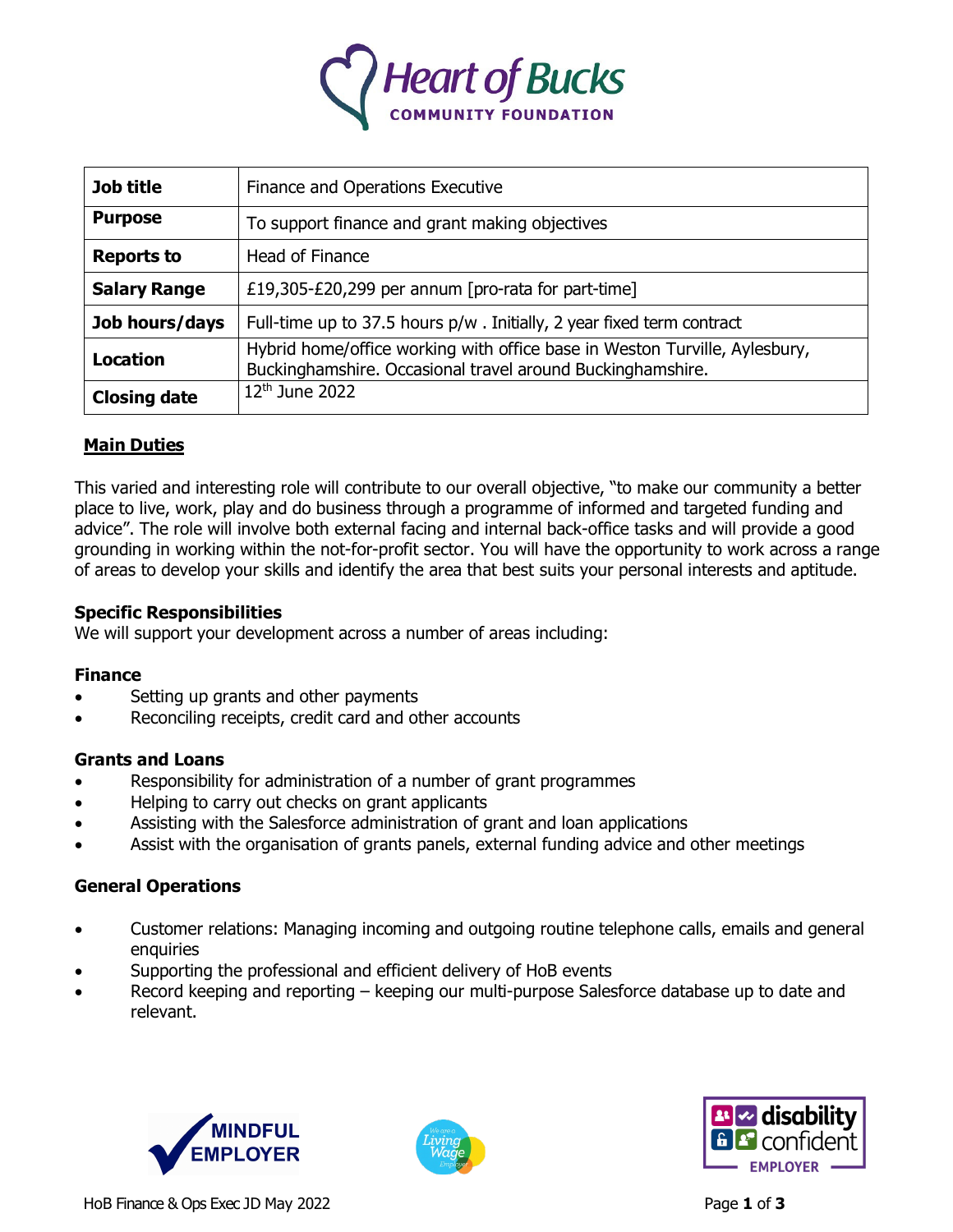# Heart of Bucks

**COMMUNITY FOUNDATION**

| **Job title** | Finance and Operations Executive |
|---|---|
| **Purpose** | To support finance and grant making objectives |
| **Reports to** | Head of Finance |
| **Salary Range** | £19,305-£20,299 per annum [pro-rata for part-time] |
| **Job hours/days** | Full-time up to 37.5 hours p/w . Initially, 2 year fixed term contract |
| **Location** | Hybrid home/office working with office base in Weston Turville, Aylesbury, Buckinghamshire. Occasional travel around Buckinghamshire. |
| **Closing date** | 12th June 2022 |

## Main Duties

This varied and interesting role will contribute to our overall objective, "to make our community a better place to live, work, play and do business through a programme of informed and targeted funding and advice". The role will involve both external facing and internal back-office tasks and will provide a good grounding in working within the not-for-profit sector. You will have the opportunity to work across a range of areas to develop your skills and identify the area that best suits your personal interests and aptitude.

### Specific Responsibilities

We will support your development across a number of areas including:

### Finance

- Setting up grants and other payments
- Reconciling receipts, credit card and other accounts

### Grants and Loans

- Responsibility for administration of a number of grant programmes
- Helping to carry out checks on grant applicants
- Assisting with the Salesforce administration of grant and loan applications
- Assist with the organisation of grants panels, external funding advice and other meetings

### General Operations

- Customer relations: Managing incoming and outgoing routine telephone calls, emails and general enquiries
- Supporting the professional and efficient delivery of HoB events
- Record keeping and reporting – keeping our multi-purpose Salesforce database up to date and relevant.

MINDFUL EMPLOYER

We are a Living Wage Employer

disability confident EMPLOYER

HoB Finance & Ops Exec JD May 2022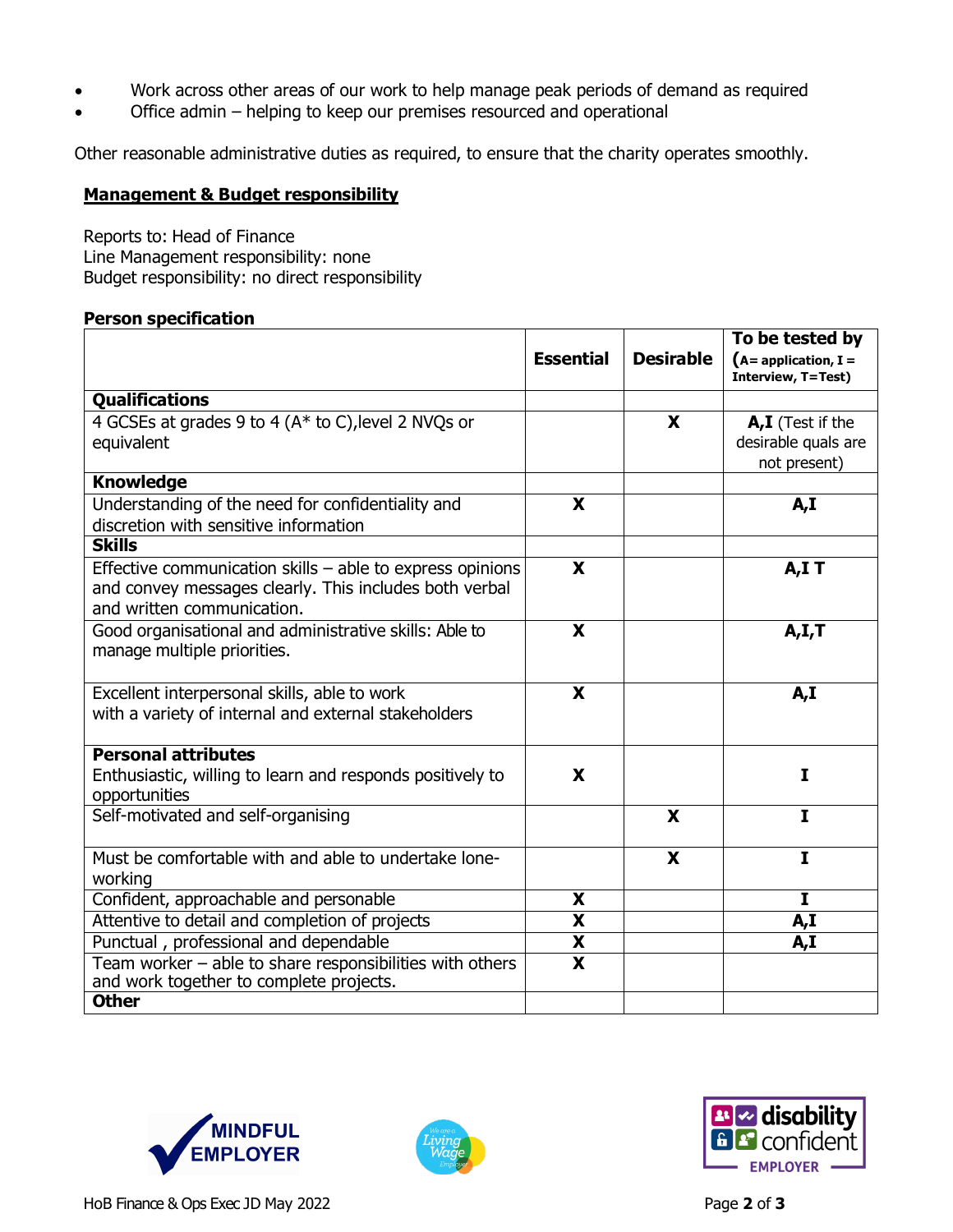- Work across other areas of our work to help manage peak periods of demand as required
- Office admin – helping to keep our premises resourced and operational

Other reasonable administrative duties as required, to ensure that the charity operates smoothly.

## Management & Budget responsibility

Reports to: Head of Finance
Line Management responsibility: none
Budget responsibility: no direct responsibility

**Person specification**

| | Essential | Desirable | To be tested by (A= application, I = Interview, T=Test) |
|---|---|---|---|
| **Qualifications** | | | |
| 4 GCSEs at grades 9 to 4 (A* to C),level 2 NVQs or equivalent | | X | **A,I** (Test if the desirable quals are not present) |
| **Knowledge** | | | |
| Understanding of the need for confidentiality and discretion with sensitive information | X | | A,I |
| **Skills** | | | |
| Effective communication skills – able to express opinions and convey messages clearly. This includes both verbal and written communication. | X | | A,I T |
| Good organisational and administrative skills: Able to manage multiple priorities. | X | | A,I,T |
| Excellent interpersonal skills, able to work with a variety of internal and external stakeholders | X | | A,I |
| **Personal attributes** Enthusiastic, willing to learn and responds positively to opportunities | X | | I |
| Self-motivated and self-organising | | X | I |
| Must be comfortable with and able to undertake lone-working | | X | I |
| Confident, approachable and personable | X | | I |
| Attentive to detail and completion of projects | X | | A,I |
| Punctual , professional and dependable | X | | A,I |
| Team worker – able to share responsibilities with others and work together to complete projects. | X | | |
| **Other** | | | |

HoB Finance & Ops Exec JD May 2022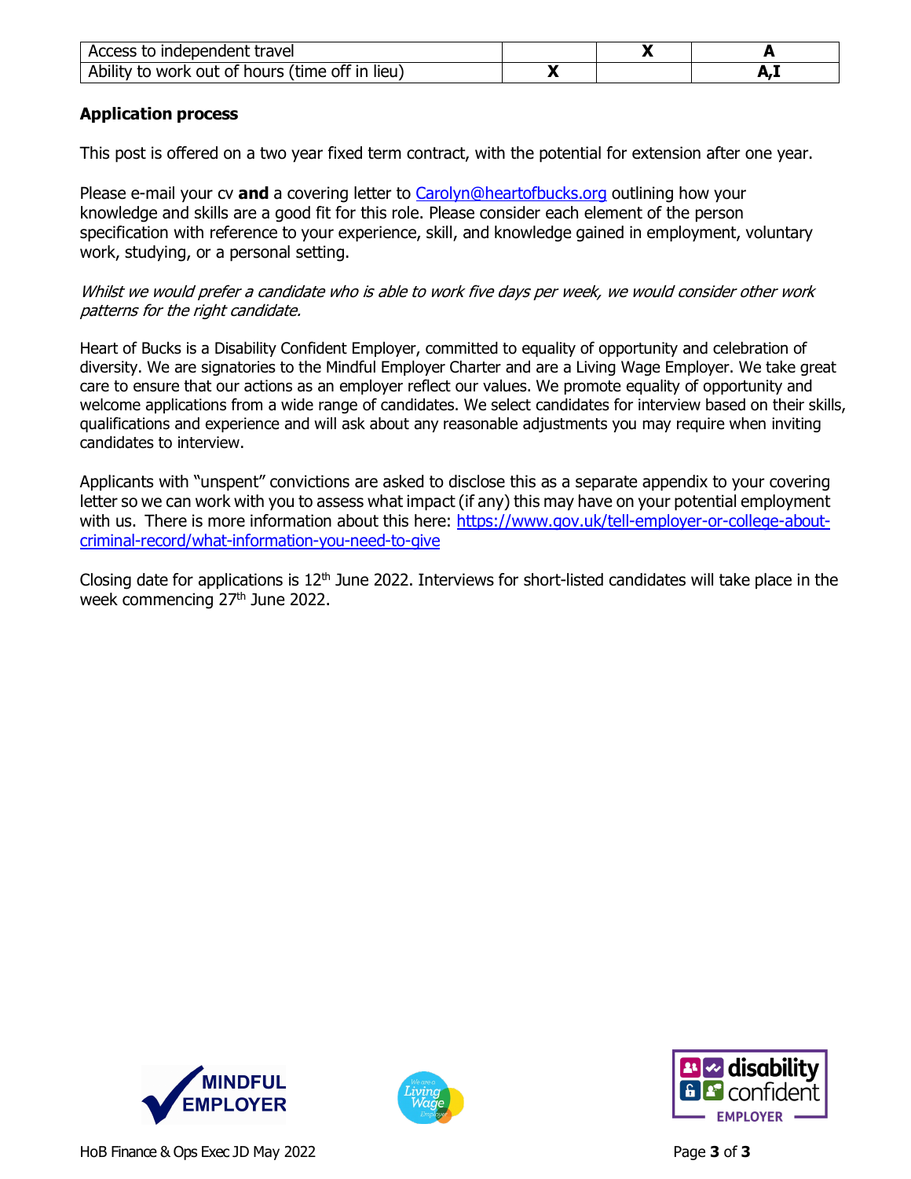| | | | |
|---|---|---|---|
| Access to independent travel | | X | A |
| Ability to work out of hours (time off in lieu) | X | | A,I |

**Application process**

This post is offered on a two year fixed term contract, with the potential for extension after one year.

Please e-mail your cv **and** a covering letter to Carolyn@heartofbucks.org outlining how your knowledge and skills are a good fit for this role. Please consider each element of the person specification with reference to your experience, skill, and knowledge gained in employment, voluntary work, studying, or a personal setting.

*Whilst we would prefer a candidate who is able to work five days per week, we would consider other work patterns for the right candidate.*

Heart of Bucks is a Disability Confident Employer, committed to equality of opportunity and celebration of diversity. We are signatories to the Mindful Employer Charter and are a Living Wage Employer. We take great care to ensure that our actions as an employer reflect our values. We promote equality of opportunity and welcome applications from a wide range of candidates. We select candidates for interview based on their skills, qualifications and experience and will ask about any reasonable adjustments you may require when inviting candidates to interview.

Applicants with "unspent" convictions are asked to disclose this as a separate appendix to your covering letter so we can work with you to assess what impact (if any) this may have on your potential employment with us. There is more information about this here: https://www.gov.uk/tell-employer-or-college-about-criminal-record/what-information-you-need-to-give

Closing date for applications is 12th June 2022. Interviews for short-listed candidates will take place in the week commencing 27th June 2022.

MINDFUL EMPLOYER

We are a Living Wage Employer

disability confident EMPLOYER

HoB Finance & Ops Exec JD May 2022